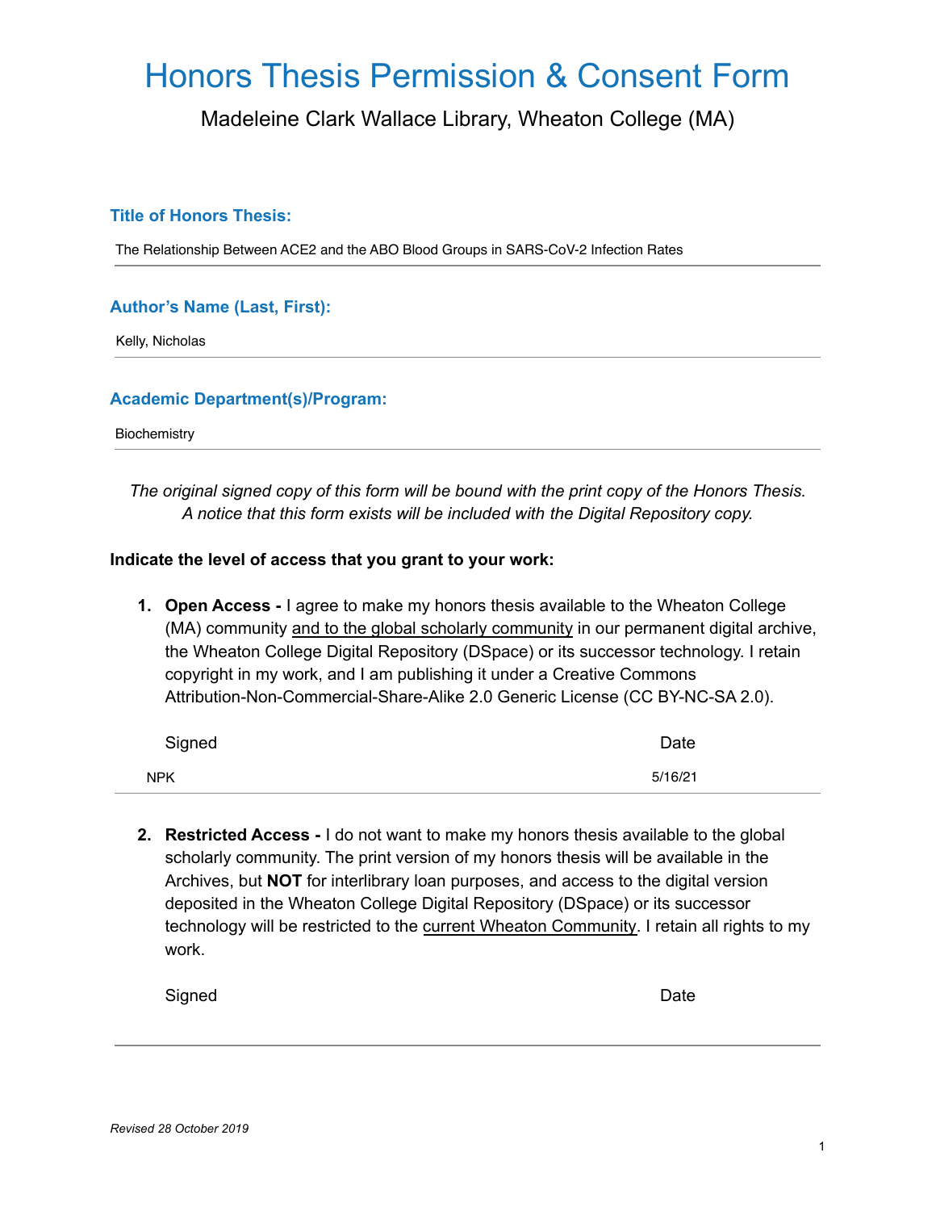# Honors Thesis Permission & Consent Form

Madeleine Clark Wallace Library, Wheaton College (MA)

### Title of Honors Thesis:

The Relationship Between ACE2 and the ABO Blood Groups in SARS-CoV-2 Infection Rates

### Author's Name (Last, First):

Kelly, Nicholas

### Academic Department(s)/Program:

Biochemistry

*The original signed copy of this form will be bound with the print copy of the Honors Thesis. A notice that this form exists will be included with the Digital Repository copy.*

**Indicate the level of access that you grant to your work:**

1. **Open Access -** I agree to make my honors thesis available to the Wheaton College (MA) community and to the global scholarly community in our permanent digital archive, the Wheaton College Digital Repository (DSpace) or its successor technology. I retain copyright in my work, and I am publishing it under a Creative Commons Attribution-Non-Commercial-Share-Alike 2.0 Generic License (CC BY-NC-SA 2.0).

   Signed: NPK

   Date: 5/16/21

2. **Restricted Access -** I do not want to make my honors thesis available to the global scholarly community. The print version of my honors thesis will be available in the Archives, but **NOT** for interlibrary loan purposes, and access to the digital version deposited in the Wheaton College Digital Repository (DSpace) or its successor technology will be restricted to the current Wheaton Community. I retain all rights to my work.

   Signed:

   Date:

*Revised 28 October 2019*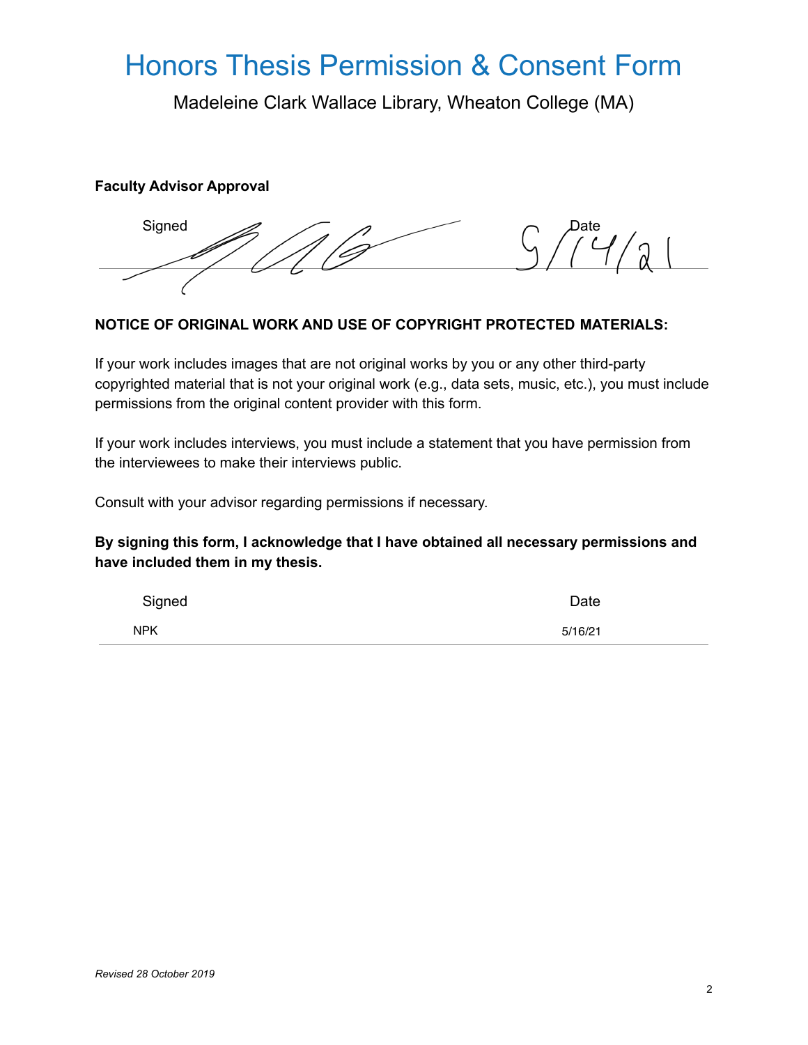# Honors Thesis Permission & Consent Form

Madeleine Clark Wallace Library, Wheaton College (MA)

**Faculty Advisor Approval**

Signed &nbsp;&nbsp;&nbsp;&nbsp;&nbsp;&nbsp;&nbsp;&nbsp;&nbsp;&nbsp;&nbsp;&nbsp;&nbsp;&nbsp;&nbsp;&nbsp;&nbsp;&nbsp;&nbsp;&nbsp; Date 5/14/21

**NOTICE OF ORIGINAL WORK AND USE OF COPYRIGHT PROTECTED MATERIALS:**

If your work includes images that are not original works by you or any other third-party copyrighted material that is not your original work (e.g., data sets, music, etc.), you must include permissions from the original content provider with this form.

If your work includes interviews, you must include a statement that you have permission from the interviewees to make their interviews public.

Consult with your advisor regarding permissions if necessary.

**By signing this form, I acknowledge that I have obtained all necessary permissions and have included them in my thesis.**

Signed &nbsp;&nbsp;&nbsp;&nbsp;&nbsp;&nbsp;&nbsp;&nbsp;&nbsp;&nbsp;&nbsp;&nbsp;&nbsp;&nbsp;&nbsp;&nbsp;&nbsp;&nbsp;&nbsp;&nbsp; Date

NPK &nbsp;&nbsp;&nbsp;&nbsp;&nbsp;&nbsp;&nbsp;&nbsp;&nbsp;&nbsp;&nbsp;&nbsp;&nbsp;&nbsp;&nbsp;&nbsp;&nbsp;&nbsp;&nbsp;&nbsp; 5/16/21

*Revised 28 October 2019*